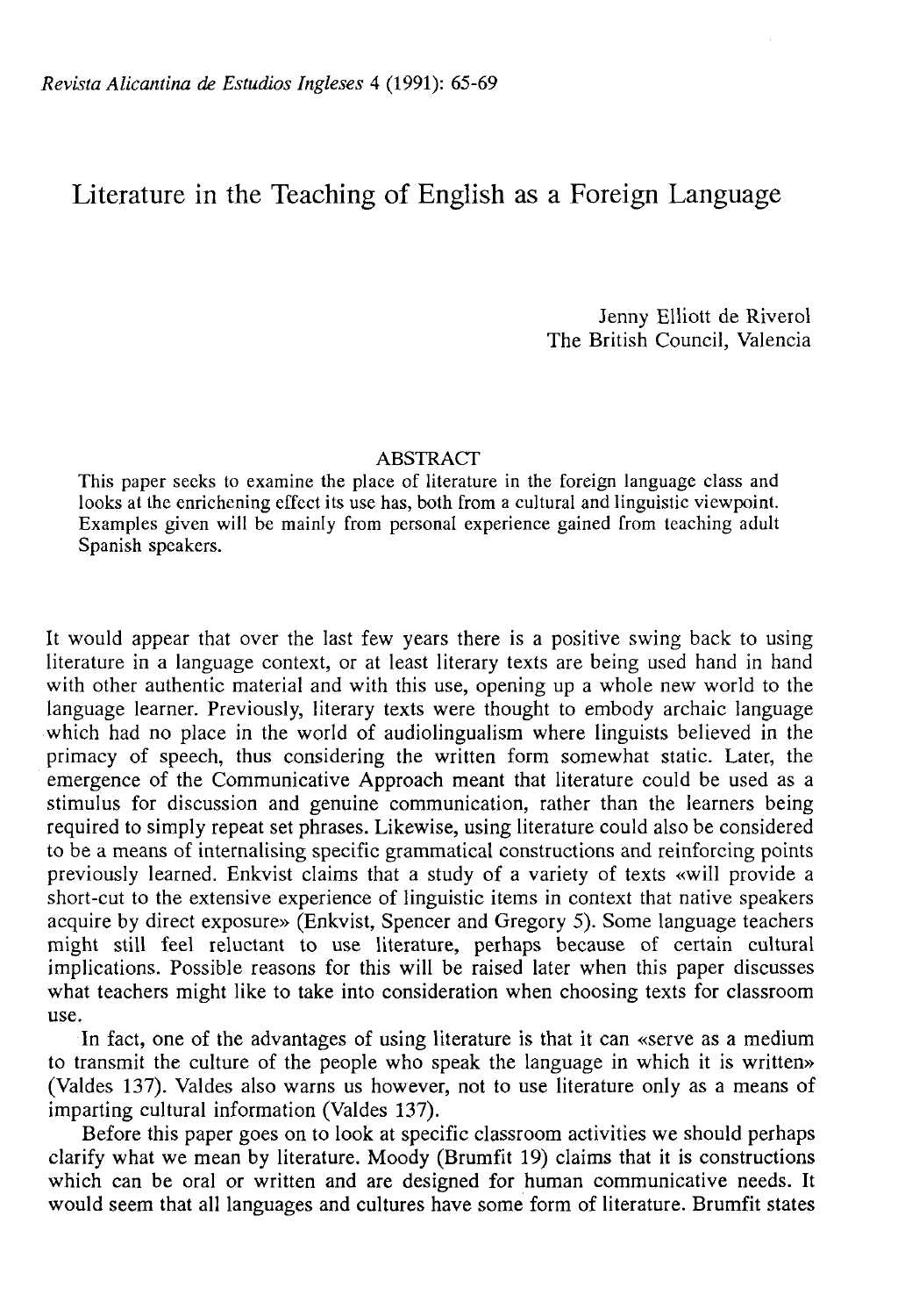*Revista Alicantina de Estudios Ingleses* 4 (1991): 65-69

# Literature in the Teaching of English as a Foreign Language

Jenny Elliott de Riverol
The British Council, Valencia

## ABSTRACT

This paper seeks to examine the place of literature in the foreign language class and looks at the enrichening effect its use has, both from a cultural and linguistic viewpoint. Examples given will be mainly from personal experience gained from teaching adult Spanish speakers.

It would appear that over the last few years there is a positive swing back to using literature in a language context, or at least literary texts are being used hand in hand with other authentic material and with this use, opening up a whole new world to the language learner. Previously, literary texts were thought to embody archaic language which had no place in the world of audiolingualism where linguists believed in the primacy of speech, thus considering the written form somewhat static. Later, the emergence of the Communicative Approach meant that literature could be used as a stimulus for discussion and genuine communication, rather than the learners being required to simply repeat set phrases. Likewise, using literature could also be considered to be a means of internalising specific grammatical constructions and reinforcing points previously learned. Enkvist claims that a study of a variety of texts «will provide a short-cut to the extensive experience of linguistic items in context that native speakers acquire by direct exposure» (Enkvist, Spencer and Gregory 5). Some language teachers might still feel reluctant to use literature, perhaps because of certain cultural implications. Possible reasons for this will be raised later when this paper discusses what teachers might like to take into consideration when choosing texts for classroom use.

In fact, one of the advantages of using literature is that it can «serve as a medium to transmit the culture of the people who speak the language in which it is written» (Valdes 137). Valdes also warns us however, not to use literature only as a means of imparting cultural information (Valdes 137).

Before this paper goes on to look at specific classroom activities we should perhaps clarify what we mean by literature. Moody (Brumfit 19) claims that it is constructions which can be oral or written and are designed for human communicative needs. It would seem that all languages and cultures have some form of literature. Brumfit states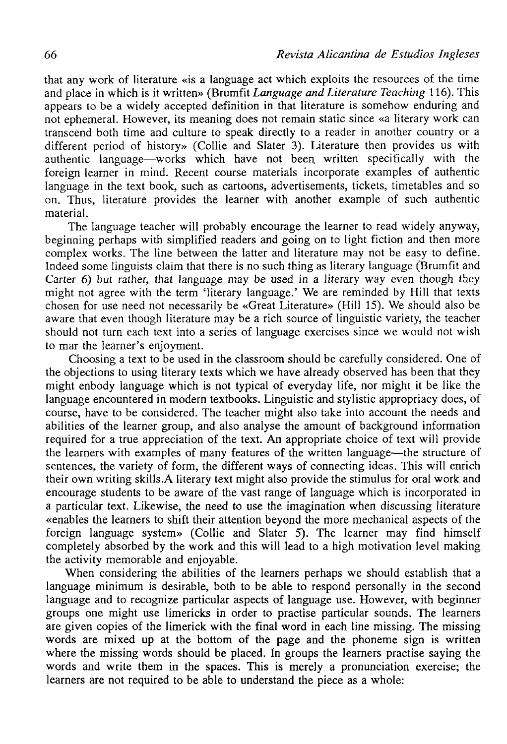that any work of literature «is a language act which exploits the resources of the time and place in which is it written» (Brumfit *Language and Literature Teaching* 116). This appears to be a widely accepted definition in that literature is somehow enduring and not ephemeral. However, its meaning does not remain static since «a literary work can transcend both time and culture to speak directly to a reader in another country or a different period of history» (Collie and Slater 3). Literature then provides us with authentic language—works which have not been written specifically with the foreign learner in mind. Recent course materials incorporate examples of authentic language in the text book, such as cartoons, advertisements, tickets, timetables and so on. Thus, literature provides the learner with another example of such authentic material.

The language teacher will probably encourage the learner to read widely anyway, beginning perhaps with simplified readers and going on to light fiction and then more complex works. The line between the latter and literature may not be easy to define. Indeed some linguists claim that there is no such thing as literary language (Brumfit and Carter 6) but rather, that language may be used in a literary way even though they might not agree with the term 'literary language.' We are reminded by Hill that texts chosen for use need not necessarily be «Great Literature» (Hill 15). We should also be aware that even though literature may be a rich source of linguistic variety, the teacher should not turn each text into a series of language exercises since we would not wish to mar the learner's enjoyment.

Choosing a text to be used in the classroom should be carefully considered. One of the objections to using literary texts which we have already observed has been that they might enbody language which is not typical of everyday life, nor might it be like the language encountered in modern textbooks. Linguistic and stylistic appropriacy does, of course, have to be considered. The teacher might also take into account the needs and abilities of the learner group, and also analyse the amount of background information required for a true appreciation of the text. An appropriate choice of text will provide the learners with examples of many features of the written language—the structure of sentences, the variety of form, the different ways of connecting ideas. This will enrich their own writing skills.A literary text might also provide the stimulus for oral work and encourage students to be aware of the vast range of language which is incorporated in a particular text. Likewise, the need to use the imagination when discussing literature «enables the learners to shift their attention beyond the more mechanical aspects of the foreign language system» (Collie and Slater 5). The learner may find himself completely absorbed by the work and this will lead to a high motivation level making the activity memorable and enjoyable.

When considering the abilities of the learners perhaps we should establish that a language minimum is desirable, both to be able to respond personally in the second language and to recognize particular aspects of language use. However, with beginner groups one might use limericks in order to practise particular sounds. The learners are given copies of the limerick with the final word in each line missing. The missing words are mixed up at the bottom of the page and the phoneme sign is written where the missing words should be placed. In groups the learners practise saying the words and write them in the spaces. This is merely a pronunciation exercise; the learners are not required to be able to understand the piece as a whole: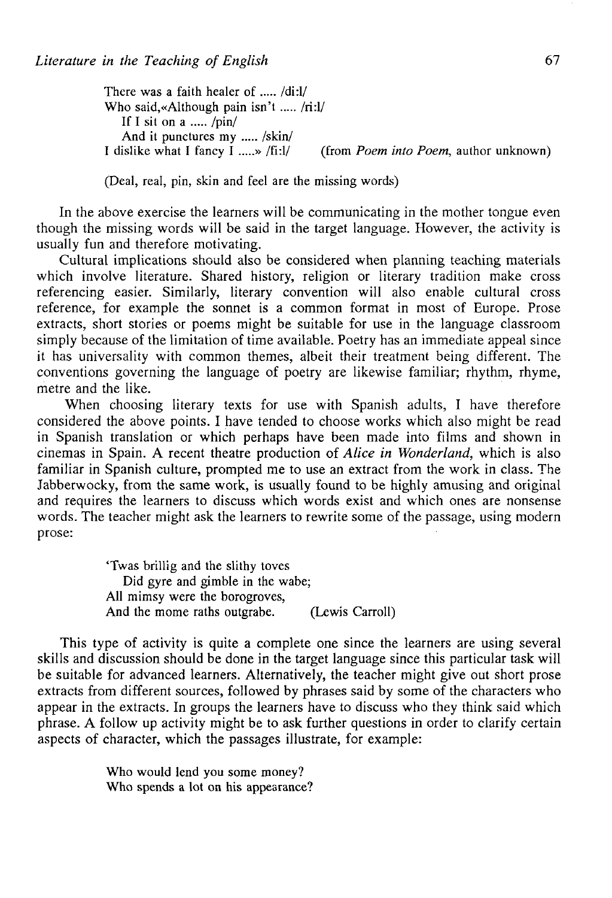There was a faith healer of ..... /di:l/  
Who said,«Although pain isn't ..... /ri:l/  
  If I sit on a ..... /pin/  
  And it punctures my ..... /skin/  
I dislike what I fancy I .....» /fi:l/      (from *Poem into Poem*, author unknown)

(Deal, real, pin, skin and feel are the missing words)

In the above exercise the learners will be communicating in the mother tongue even though the missing words will be said in the target language. However, the activity is usually fun and therefore motivating.

Cultural implications should also be considered when planning teaching materials which involve literature. Shared history, religion or literary tradition make cross referencing easier. Similarly, literary convention will also enable cultural cross reference, for example the sonnet is a common format in most of Europe. Prose extracts, short stories or poems might be suitable for use in the language classroom simply because of the limitation of time available. Poetry has an immediate appeal since it has universality with common themes, albeit their treatment being different. The conventions governing the language of poetry are likewise familiar; rhythm, rhyme, metre and the like.

When choosing literary texts for use with Spanish adults, I have therefore considered the above points. I have tended to choose works which also might be read in Spanish translation or which perhaps have been made into films and shown in cinemas in Spain. A recent theatre production of *Alice in Wonderland*, which is also familiar in Spanish culture, prompted me to use an extract from the work in class. The Jabberwocky, from the same work, is usually found to be highly amusing and original and requires the learners to discuss which words exist and which ones are nonsense words. The teacher might ask the learners to rewrite some of the passage, using modern prose:

'Twas brillig and the slithy toves  
  Did gyre and gimble in the wabe;  
All mimsy were the borogroves,  
And the mome raths outgrabe.      (Lewis Carroll)

This type of activity is quite a complete one since the learners are using several skills and discussion should be done in the target language since this particular task will be suitable for advanced learners. Alternatively, the teacher might give out short prose extracts from different sources, followed by phrases said by some of the characters who appear in the extracts. In groups the learners have to discuss who they think said which phrase. A follow up activity might be to ask further questions in order to clarify certain aspects of character, which the passages illustrate, for example:

Who would lend you some money?  
Who spends a lot on his appearance?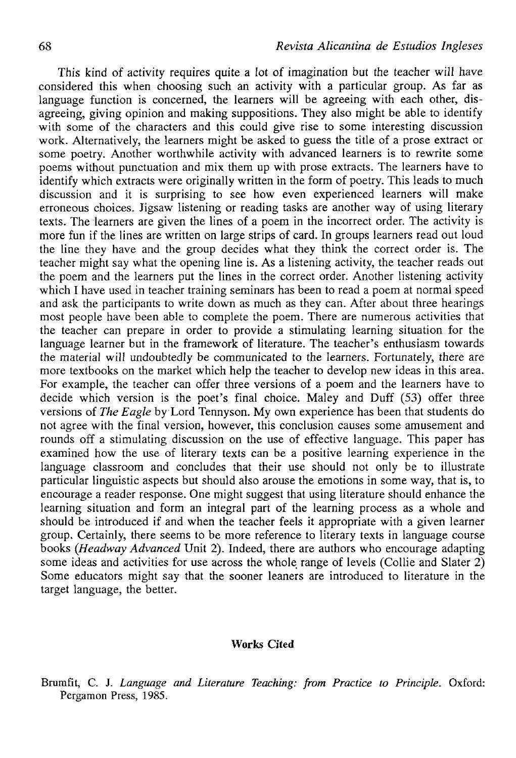This kind of activity requires quite a lot of imagination but the teacher will have considered this when choosing such an activity with a particular group. As far as language function is concerned, the learners will be agreeing with each other, disagreeing, giving opinion and making suppositions. They also might be able to identify with some of the characters and this could give rise to some interesting discussion work. Alternatively, the learners might be asked to guess the title of a prose extract or some poetry. Another worthwhile activity with advanced learners is to rewrite some poems without punctuation and mix them up with prose extracts. The learners have to identify which extracts were originally written in the form of poetry. This leads to much discussion and it is surprising to see how even experienced learners will make erroneous choices. Jigsaw listening or reading tasks are another way of using literary texts. The learners are given the lines of a poem in the incorrect order. The activity is more fun if the lines are written on large strips of card. In groups learners read out loud the line they have and the group decides what they think the correct order is. The teacher might say what the opening line is. As a listening activity, the teacher reads out the poem and the learners put the lines in the correct order. Another listening activity which I have used in teacher training seminars has been to read a poem at normal speed and ask the participants to write down as much as they can. After about three hearings most people have been able to complete the poem. There are numerous activities that the teacher can prepare in order to provide a stimulating learning situation for the language learner but in the framework of literature. The teacher's enthusiasm towards the material will undoubtedly be communicated to the learners. Fortunately, there are more textbooks on the market which help the teacher to develop new ideas in this area. For example, the teacher can offer three versions of a poem and the learners have to decide which version is the poet's final choice. Maley and Duff (53) offer three versions of *The Eagle* by Lord Tennyson. My own experience has been that students do not agree with the final version, however, this conclusion causes some amusement and rounds off a stimulating discussion on the use of effective language. This paper has examined how the use of literary texts can be a positive learning experience in the language classroom and concludes that their use should not only be to illustrate particular linguistic aspects but should also arouse the emotions in some way, that is, to encourage a reader response. One might suggest that using literature should enhance the learning situation and form an integral part of the learning process as a whole and should be introduced if and when the teacher feels it appropriate with a given learner group. Certainly, there seems to be more reference to literary texts in language course books (*Headway Advanced* Unit 2). Indeed, there are authors who encourage adapting some ideas and activities for use across the whole range of levels (Collie and Slater 2) Some educators might say that the sooner leaners are introduced to literature in the target language, the better.

## Works Cited

Brumfit, C. J. *Language and Literature Teaching: from Practice to Principle.* Oxford: Pergamon Press, 1985.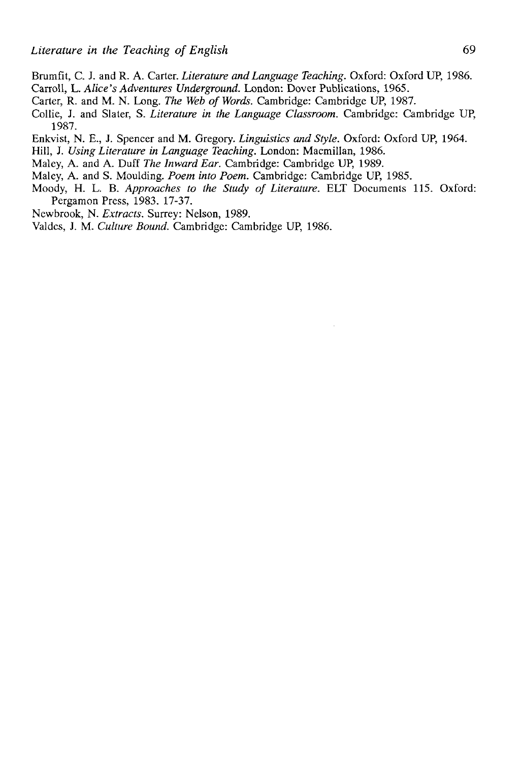Brumfit, C. J. and R. A. Carter. *Literature and Language Teaching*. Oxford: Oxford UP, 1986.

Carroll, L. *Alice's Adventures Underground*. London: Dover Publications, 1965.

Carter, R. and M. N. Long. *The Web of Words*. Cambridge: Cambridge UP, 1987.

Collie, J. and Slater, S. *Literature in the Language Classroom*. Cambridge: Cambridge UP, 1987.

Enkvist, N. E., J. Spencer and M. Gregory. *Linguistics and Style*. Oxford: Oxford UP, 1964.

Hill, J. *Using Literature in Language Teaching*. London: Macmillan, 1986.

Maley, A. and A. Duff *The Inward Ear*. Cambridge: Cambridge UP, 1989.

Maley, A. and S. Moulding. *Poem into Poem*. Cambridge: Cambridge UP, 1985.

Moody, H. L. B. *Approaches to the Study of Literature*. ELT Documents 115. Oxford: Pergamon Press, 1983. 17-37.

Newbrook, N. *Extracts*. Surrey: Nelson, 1989.

Valdes, J. M. *Culture Bound*. Cambridge: Cambridge UP, 1986.